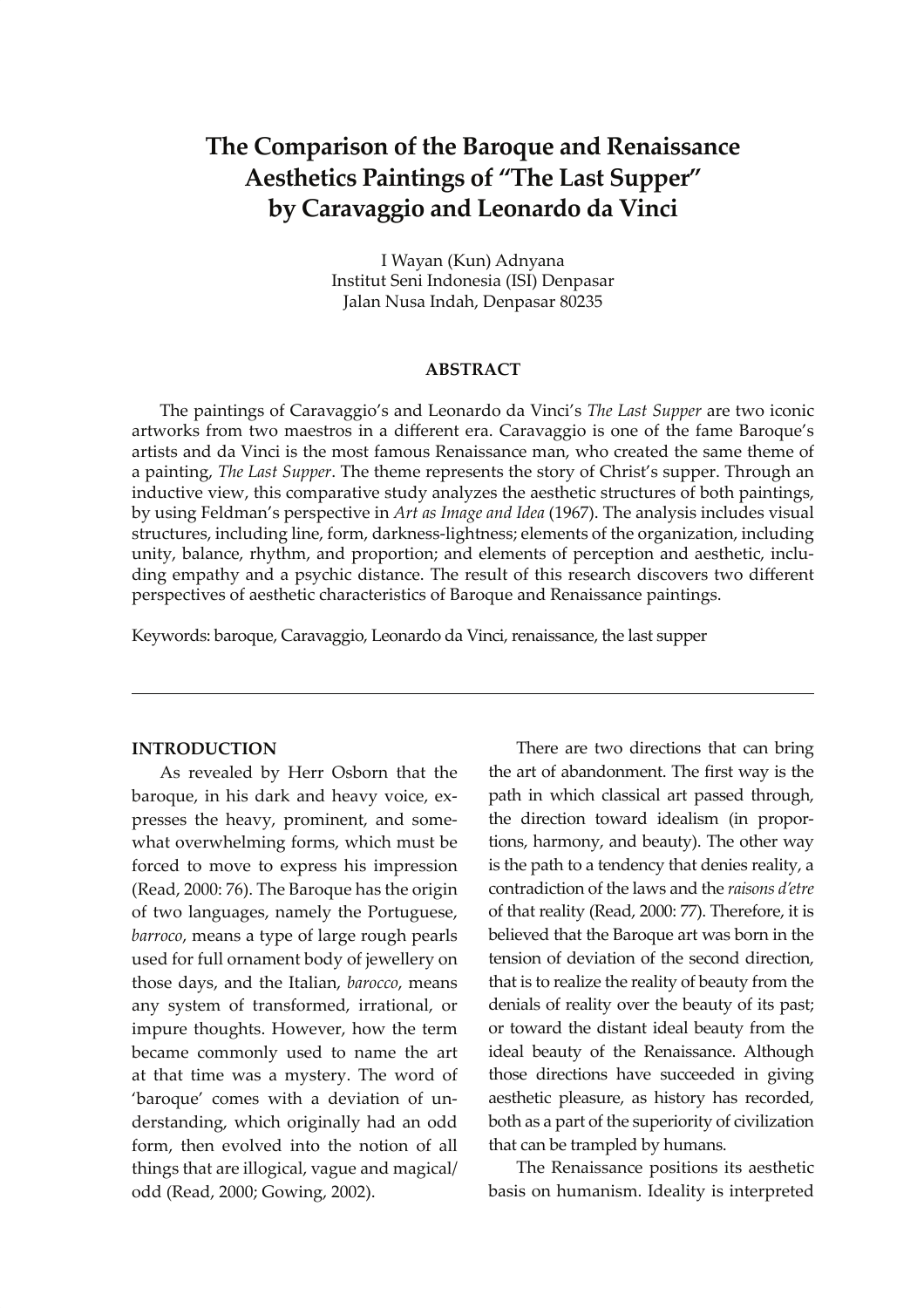# The Comparison of the Baroque and Renaissance Aesthetics Paintings of "The Last Supper" by Caravaggio and Leonardo da Vinci

I Wayan (Kun) Adnyana
Institut Seni Indonesia (ISI) Denpasar
Jalan Nusa Indah, Denpasar 80235

## ABSTRACT

The paintings of Caravaggio's and Leonardo da Vinci's *The Last Supper* are two iconic artworks from two maestros in a different era. Caravaggio is one of the fame Baroque's artists and da Vinci is the most famous Renaissance man, who created the same theme of a painting, *The Last Supper*. The theme represents the story of Christ's supper. Through an inductive view, this comparative study analyzes the aesthetic structures of both paintings, by using Feldman's perspective in *Art as Image and Idea* (1967). The analysis includes visual structures, including line, form, darkness-lightness; elements of the organization, including unity, balance, rhythm, and proportion; and elements of perception and aesthetic, including empathy and a psychic distance. The result of this research discovers two different perspectives of aesthetic characteristics of Baroque and Renaissance paintings.

Keywords: baroque, Caravaggio, Leonardo da Vinci, renaissance, the last supper

## INTRODUCTION

As revealed by Herr Osborn that the baroque, in his dark and heavy voice, expresses the heavy, prominent, and somewhat overwhelming forms, which must be forced to move to express his impression (Read, 2000: 76). The Baroque has the origin of two languages, namely the Portuguese, *barroco*, means a type of large rough pearls used for full ornament body of jewellery on those days, and the Italian, *barocco*, means any system of transformed, irrational, or impure thoughts. However, how the term became commonly used to name the art at that time was a mystery. The word of 'baroque' comes with a deviation of understanding, which originally had an odd form, then evolved into the notion of all things that are illogical, vague and magical/odd (Read, 2000; Gowing, 2002).

There are two directions that can bring the art of abandonment. The first way is the path in which classical art passed through, the direction toward idealism (in proportions, harmony, and beauty). The other way is the path to a tendency that denies reality, a contradiction of the laws and the *raisons d'etre* of that reality (Read, 2000: 77). Therefore, it is believed that the Baroque art was born in the tension of deviation of the second direction, that is to realize the reality of beauty from the denials of reality over the beauty of its past; or toward the distant ideal beauty from the ideal beauty of the Renaissance. Although those directions have succeeded in giving aesthetic pleasure, as history has recorded, both as a part of the superiority of civilization that can be trampled by humans.

The Renaissance positions its aesthetic basis on humanism. Ideality is interpreted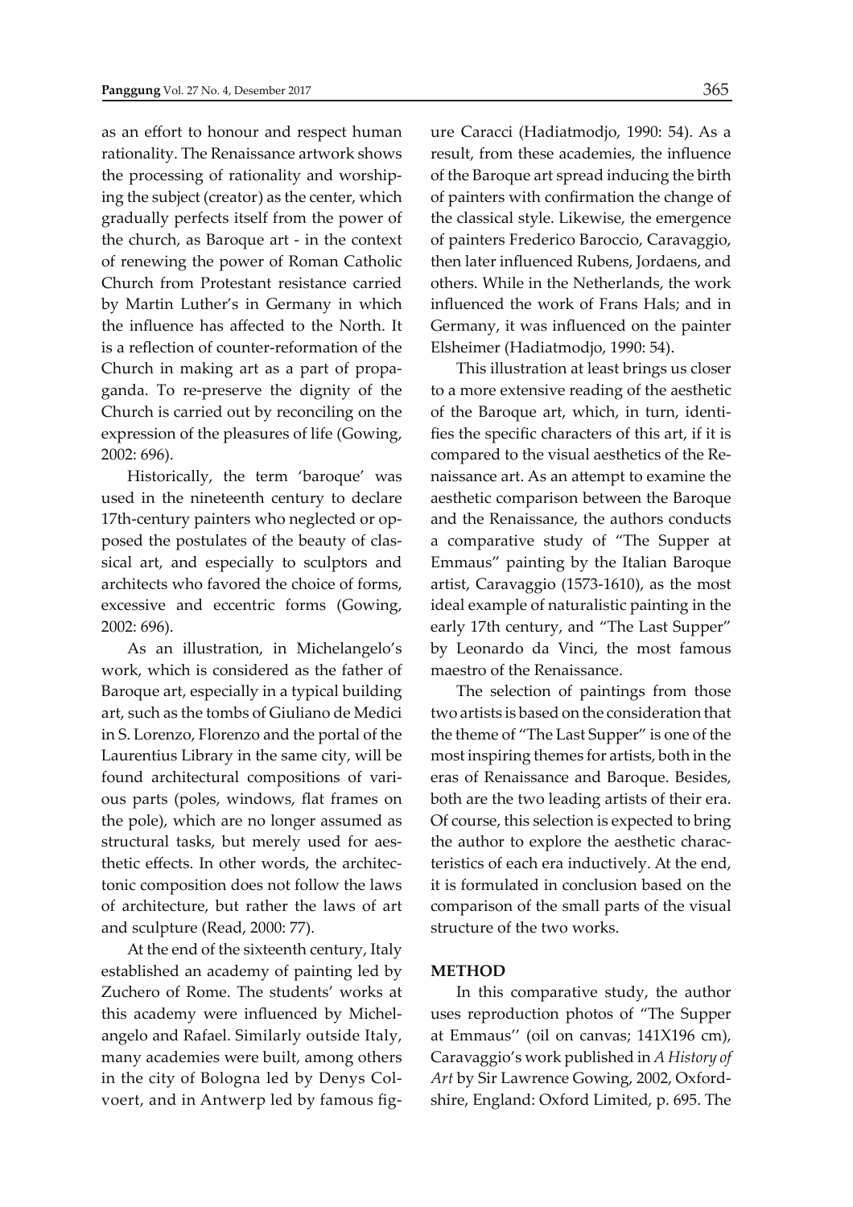as an effort to honour and respect human rationality. The Renaissance artwork shows the processing of rationality and worshiping the subject (creator) as the center, which gradually perfects itself from the power of the church, as Baroque art - in the context of renewing the power of Roman Catholic Church from Protestant resistance carried by Martin Luther's in Germany in which the influence has affected to the North. It is a reflection of counter-reformation of the Church in making art as a part of propaganda. To re-preserve the dignity of the Church is carried out by reconciling on the expression of the pleasures of life (Gowing, 2002: 696).

Historically, the term 'baroque' was used in the nineteenth century to declare 17th-century painters who neglected or opposed the postulates of the beauty of classical art, and especially to sculptors and architects who favored the choice of forms, excessive and eccentric forms (Gowing, 2002: 696).

As an illustration, in Michelangelo's work, which is considered as the father of Baroque art, especially in a typical building art, such as the tombs of Giuliano de Medici in S. Lorenzo, Florenzo and the portal of the Laurentius Library in the same city, will be found architectural compositions of various parts (poles, windows, flat frames on the pole), which are no longer assumed as structural tasks, but merely used for aesthetic effects. In other words, the architectonic composition does not follow the laws of architecture, but rather the laws of art and sculpture (Read, 2000: 77).

At the end of the sixteenth century, Italy established an academy of painting led by Zuchero of Rome. The students' works at this academy were influenced by Michelangelo and Rafael. Similarly outside Italy, many academies were built, among others in the city of Bologna led by Denys Colvoert, and in Antwerp led by famous figure Caracci (Hadiatmodjo, 1990: 54). As a result, from these academies, the influence of the Baroque art spread inducing the birth of painters with confirmation the change of the classical style. Likewise, the emergence of painters Frederico Baroccio, Caravaggio, then later influenced Rubens, Jordaens, and others. While in the Netherlands, the work influenced the work of Frans Hals; and in Germany, it was influenced on the painter Elsheimer (Hadiatmodjo, 1990: 54).

This illustration at least brings us closer to a more extensive reading of the aesthetic of the Baroque art, which, in turn, identifies the specific characters of this art, if it is compared to the visual aesthetics of the Renaissance art. As an attempt to examine the aesthetic comparison between the Baroque and the Renaissance, the authors conducts a comparative study of "The Supper at Emmaus" painting by the Italian Baroque artist, Caravaggio (1573-1610), as the most ideal example of naturalistic painting in the early 17th century, and "The Last Supper" by Leonardo da Vinci, the most famous maestro of the Renaissance.

The selection of paintings from those two artists is based on the consideration that the theme of "The Last Supper" is one of the most inspiring themes for artists, both in the eras of Renaissance and Baroque. Besides, both are the two leading artists of their era. Of course, this selection is expected to bring the author to explore the aesthetic characteristics of each era inductively. At the end, it is formulated in conclusion based on the comparison of the small parts of the visual structure of the two works.

## METHOD

In this comparative study, the author uses reproduction photos of "The Supper at Emmaus'' (oil on canvas; 141X196 cm), Caravaggio's work published in *A History of Art* by Sir Lawrence Gowing, 2002, Oxfordshire, England: Oxford Limited, p. 695. The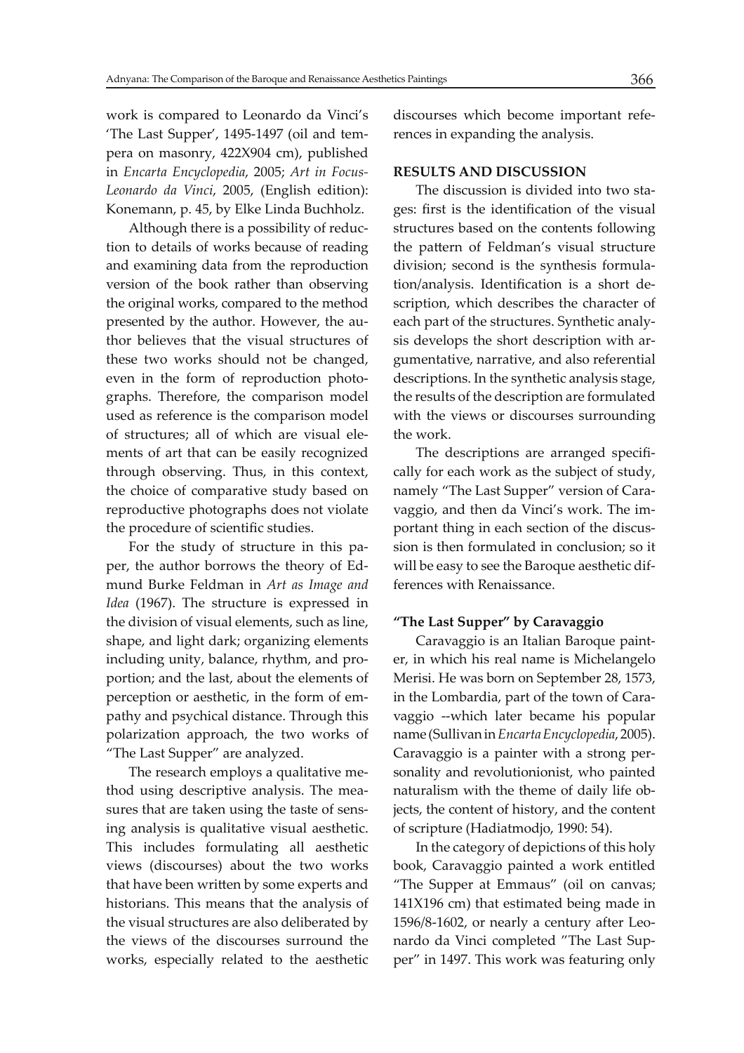work is compared to Leonardo da Vinci's 'The Last Supper', 1495-1497 (oil and tempera on masonry, 422X904 cm), published in *Encarta Encyclopedia*, 2005; *Art in Focus-Leonardo da Vinci*, 2005, (English edition): Konemann, p. 45, by Elke Linda Buchholz.

Although there is a possibility of reduction to details of works because of reading and examining data from the reproduction version of the book rather than observing the original works, compared to the method presented by the author. However, the author believes that the visual structures of these two works should not be changed, even in the form of reproduction photographs. Therefore, the comparison model used as reference is the comparison model of structures; all of which are visual elements of art that can be easily recognized through observing. Thus, in this context, the choice of comparative study based on reproductive photographs does not violate the procedure of scientific studies.

For the study of structure in this paper, the author borrows the theory of Edmund Burke Feldman in *Art as Image and Idea* (1967). The structure is expressed in the division of visual elements, such as line, shape, and light dark; organizing elements including unity, balance, rhythm, and proportion; and the last, about the elements of perception or aesthetic, in the form of empathy and psychical distance. Through this polarization approach, the two works of "The Last Supper" are analyzed.

The research employs a qualitative method using descriptive analysis. The measures that are taken using the taste of sensing analysis is qualitative visual aesthetic. This includes formulating all aesthetic views (discourses) about the two works that have been written by some experts and historians. This means that the analysis of the visual structures are also deliberated by the views of the discourses surround the works, especially related to the aesthetic discourses which become important references in expanding the analysis.

## RESULTS AND DISCUSSION

The discussion is divided into two stages: first is the identification of the visual structures based on the contents following the pattern of Feldman's visual structure division; second is the synthesis formulation/analysis. Identification is a short description, which describes the character of each part of the structures. Synthetic analysis develops the short description with argumentative, narrative, and also referential descriptions. In the synthetic analysis stage, the results of the description are formulated with the views or discourses surrounding the work.

The descriptions are arranged specifically for each work as the subject of study, namely "The Last Supper" version of Caravaggio, and then da Vinci's work. The important thing in each section of the discussion is then formulated in conclusion; so it will be easy to see the Baroque aesthetic differences with Renaissance.

### "The Last Supper" by Caravaggio

Caravaggio is an Italian Baroque painter, in which his real name is Michelangelo Merisi. He was born on September 28, 1573, in the Lombardia, part of the town of Caravaggio --which later became his popular name (Sullivan in *Encarta Encyclopedia*, 2005). Caravaggio is a painter with a strong personality and revolutionionist, who painted naturalism with the theme of daily life objects, the content of history, and the content of scripture (Hadiatmodjo, 1990: 54).

In the category of depictions of this holy book, Caravaggio painted a work entitled "The Supper at Emmaus" (oil on canvas; 141X196 cm) that estimated being made in 1596/8-1602, or nearly a century after Leonardo da Vinci completed "The Last Supper" in 1497. This work was featuring only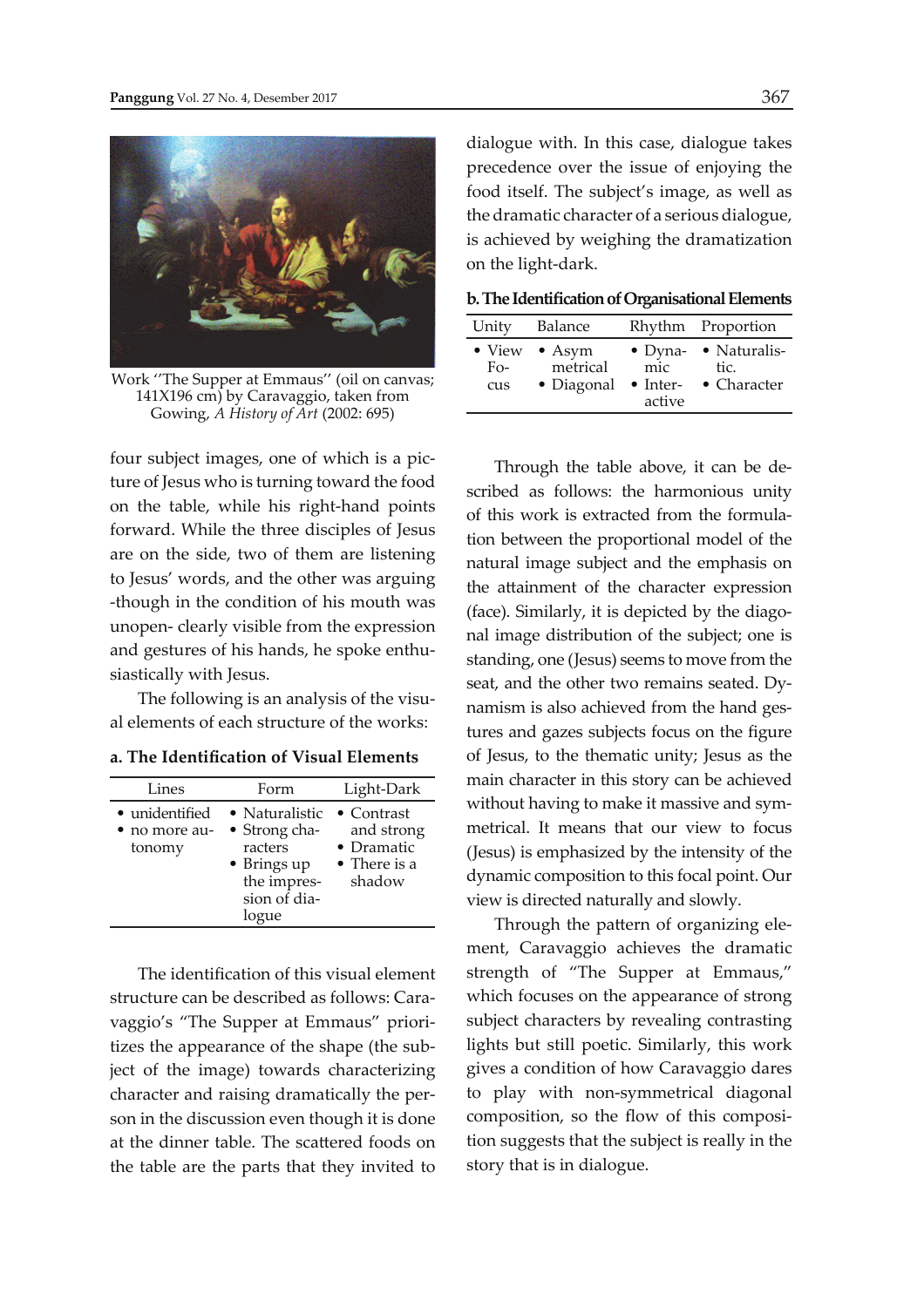Work "The Supper at Emmaus" (oil on canvas; 141X196 cm) by Caravaggio, taken from Gowing, *A History of Art* (2002: 695)

four subject images, one of which is a picture of Jesus who is turning toward the food on the table, while his right-hand points forward. While the three disciples of Jesus are on the side, two of them are listening to Jesus' words, and the other was arguing -though in the condition of his mouth was unopen- clearly visible from the expression and gestures of his hands, he spoke enthusiastically with Jesus.

The following is an analysis of the visual elements of each structure of the works:

**a. The Identification of Visual Elements**

| Lines | Form | Light-Dark |
|---|---|---|
| • unidentified<br>• no more autonomy | • Naturalistic<br>• Strong characters<br>• Brings up the impression of dialogue | • Contrast and strong<br>• Dramatic<br>• There is a shadow |

The identification of this visual element structure can be described as follows: Caravaggio's "The Supper at Emmaus" prioritizes the appearance of the shape (the subject of the image) towards characterizing character and raising dramatically the person in the discussion even though it is done at the dinner table. The scattered foods on the table are the parts that they invited to dialogue with. In this case, dialogue takes precedence over the issue of enjoying the food itself. The subject's image, as well as the dramatic character of a serious dialogue, is achieved by weighing the dramatization on the light-dark.

**b. The Identification of Organisational Elements**

| Unity | Balance | Rhythm | Proportion |
|---|---|---|---|
| • View Focus | • Asymmetrical<br>• Diagonal | • Dynamic<br>• Interactive | • Naturalistic.<br>• Character |

Through the table above, it can be described as follows: the harmonious unity of this work is extracted from the formulation between the proportional model of the natural image subject and the emphasis on the attainment of the character expression (face). Similarly, it is depicted by the diagonal image distribution of the subject; one is standing, one (Jesus) seems to move from the seat, and the other two remains seated. Dynamism is also achieved from the hand gestures and gazes subjects focus on the figure of Jesus, to the thematic unity; Jesus as the main character in this story can be achieved without having to make it massive and symmetrical. It means that our view to focus (Jesus) is emphasized by the intensity of the dynamic composition to this focal point. Our view is directed naturally and slowly.

Through the pattern of organizing element, Caravaggio achieves the dramatic strength of "The Supper at Emmaus," which focuses on the appearance of strong subject characters by revealing contrasting lights but still poetic. Similarly, this work gives a condition of how Caravaggio dares to play with non-symmetrical diagonal composition, so the flow of this composition suggests that the subject is really in the story that is in dialogue.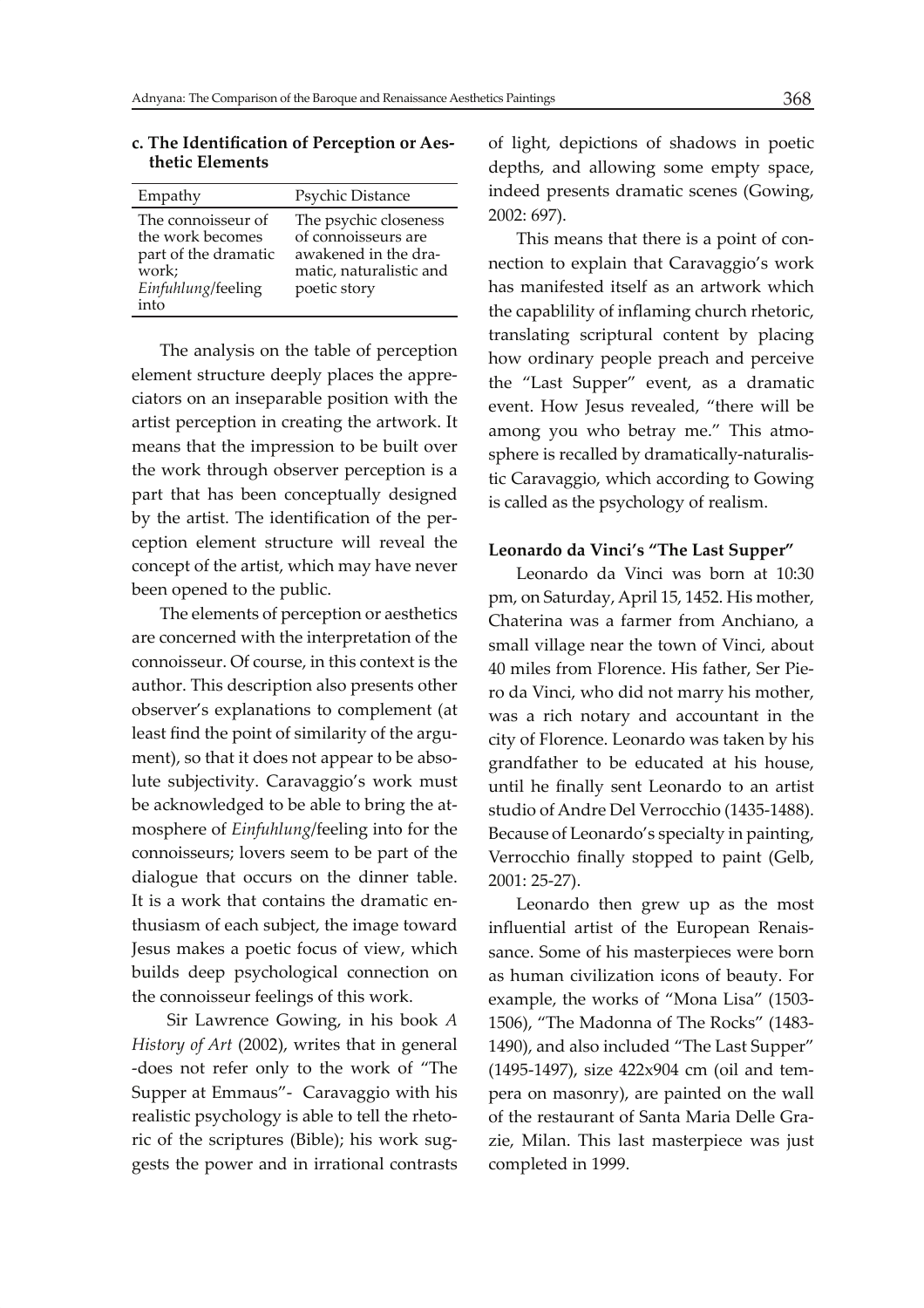**c. The Identification of Perception or Aesthetic Elements**

| Empathy | Psychic Distance |
|---|---|
| The connoisseur of the work becomes part of the dramatic work; *Einfuhlung*/feeling into | The psychic closeness of connoisseurs are awakened in the dramatic, naturalistic and poetic story |

The analysis on the table of perception element structure deeply places the appreciators on an inseparable position with the artist perception in creating the artwork. It means that the impression to be built over the work through observer perception is a part that has been conceptually designed by the artist. The identification of the perception element structure will reveal the concept of the artist, which may have never been opened to the public.

The elements of perception or aesthetics are concerned with the interpretation of the connoisseur. Of course, in this context is the author. This description also presents other observer's explanations to complement (at least find the point of similarity of the argument), so that it does not appear to be absolute subjectivity. Caravaggio's work must be acknowledged to be able to bring the atmosphere of *Einfuhlung*/feeling into for the connoisseurs; lovers seem to be part of the dialogue that occurs on the dinner table. It is a work that contains the dramatic enthusiasm of each subject, the image toward Jesus makes a poetic focus of view, which builds deep psychological connection on the connoisseur feelings of this work.

Sir Lawrence Gowing, in his book *A History of Art* (2002), writes that in general -does not refer only to the work of "The Supper at Emmaus"- Caravaggio with his realistic psychology is able to tell the rhetoric of the scriptures (Bible); his work suggests the power and in irrational contrasts of light, depictions of shadows in poetic depths, and allowing some empty space, indeed presents dramatic scenes (Gowing, 2002: 697).

This means that there is a point of connection to explain that Caravaggio's work has manifested itself as an artwork which the capablility of inflaming church rhetoric, translating scriptural content by placing how ordinary people preach and perceive the "Last Supper" event, as a dramatic event. How Jesus revealed, "there will be among you who betray me." This atmosphere is recalled by dramatically-naturalistic Caravaggio, which according to Gowing is called as the psychology of realism.

**Leonardo da Vinci's "The Last Supper"**

Leonardo da Vinci was born at 10:30 pm, on Saturday, April 15, 1452. His mother, Chaterina was a farmer from Anchiano, a small village near the town of Vinci, about 40 miles from Florence. His father, Ser Piero da Vinci, who did not marry his mother, was a rich notary and accountant in the city of Florence. Leonardo was taken by his grandfather to be educated at his house, until he finally sent Leonardo to an artist studio of Andre Del Verrocchio (1435-1488). Because of Leonardo's specialty in painting, Verrocchio finally stopped to paint (Gelb, 2001: 25-27).

Leonardo then grew up as the most influential artist of the European Renaissance. Some of his masterpieces were born as human civilization icons of beauty. For example, the works of "Mona Lisa" (1503-1506), "The Madonna of The Rocks" (1483-1490), and also included "The Last Supper" (1495-1497), size 422x904 cm (oil and tempera on masonry), are painted on the wall of the restaurant of Santa Maria Delle Grazie, Milan. This last masterpiece was just completed in 1999.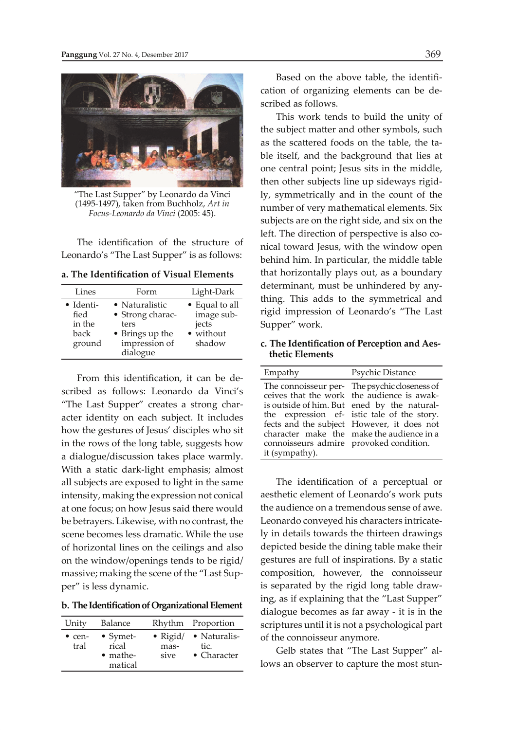"The Last Supper" by Leonardo da Vinci (1495-1497), taken from Buchholz, *Art in Focus-Leonardo da Vinci* (2005: 45).

The identification of the structure of Leonardo's "The Last Supper" is as follows:

**a. The Identification of Visual Elements**

| Lines | Form | Light-Dark |
|---|---|---|
| • Identified in the back ground | • Naturalistic<br>• Strong characters<br>• Brings up the impression of dialogue | • Equal to all image subjects<br>• without shadow |

From this identification, it can be described as follows: Leonardo da Vinci's "The Last Supper" creates a strong character identity on each subject. It includes how the gestures of Jesus' disciples who sit in the rows of the long table, suggests how a dialogue/discussion takes place warmly. With a static dark-light emphasis; almost all subjects are exposed to light in the same intensity, making the expression not conical at one focus; on how Jesus said there would be betrayers. Likewise, with no contrast, the scene becomes less dramatic. While the use of horizontal lines on the ceilings and also on the window/openings tends to be rigid/massive; making the scene of the "Last Supper" is less dynamic.

**b. The Identification of Organizational Element**

| Unity | Balance | Rhythm | Proportion |
|---|---|---|---|
| • central | • Symetrical<br>• mathematical | • Rigid/massive | • Naturalistic.<br>• Character |

Based on the above table, the identification of organizing elements can be described as follows.

This work tends to build the unity of the subject matter and other symbols, such as the scattered foods on the table, the table itself, and the background that lies at one central point; Jesus sits in the middle, then other subjects line up sideways rigidly, symmetrically and in the count of the number of very mathematical elements. Six subjects are on the right side, and six on the left. The direction of perspective is also conical toward Jesus, with the window open behind him. In particular, the middle table that horizontally plays out, as a boundary determinant, must be unhindered by anything. This adds to the symmetrical and rigid impression of Leonardo's "The Last Supper" work.

**c. The Identification of Perception and Aesthetic Elements**

| Empathy | Psychic Distance |
|---|---|
| The connoisseur perceives that the work is outside of him. But the expression effects and the subject character make the connoisseurs admire it (sympathy). | The psychic closeness of the audience is awakened by the naturalistic tale of the story. However, it does not make the audience in a provoked condition. |

The identification of a perceptual or aesthetic element of Leonardo's work puts the audience on a tremendous sense of awe. Leonardo conveyed his characters intricately in details towards the thirteen drawings depicted beside the dining table make their gestures are full of inspirations. By a static composition, however, the connoisseur is separated by the rigid long table drawing, as if explaining that the "Last Supper" dialogue becomes as far away - it is in the scriptures until it is not a psychological part of the connoisseur anymore.

Gelb states that "The Last Supper" allows an observer to capture the most stun-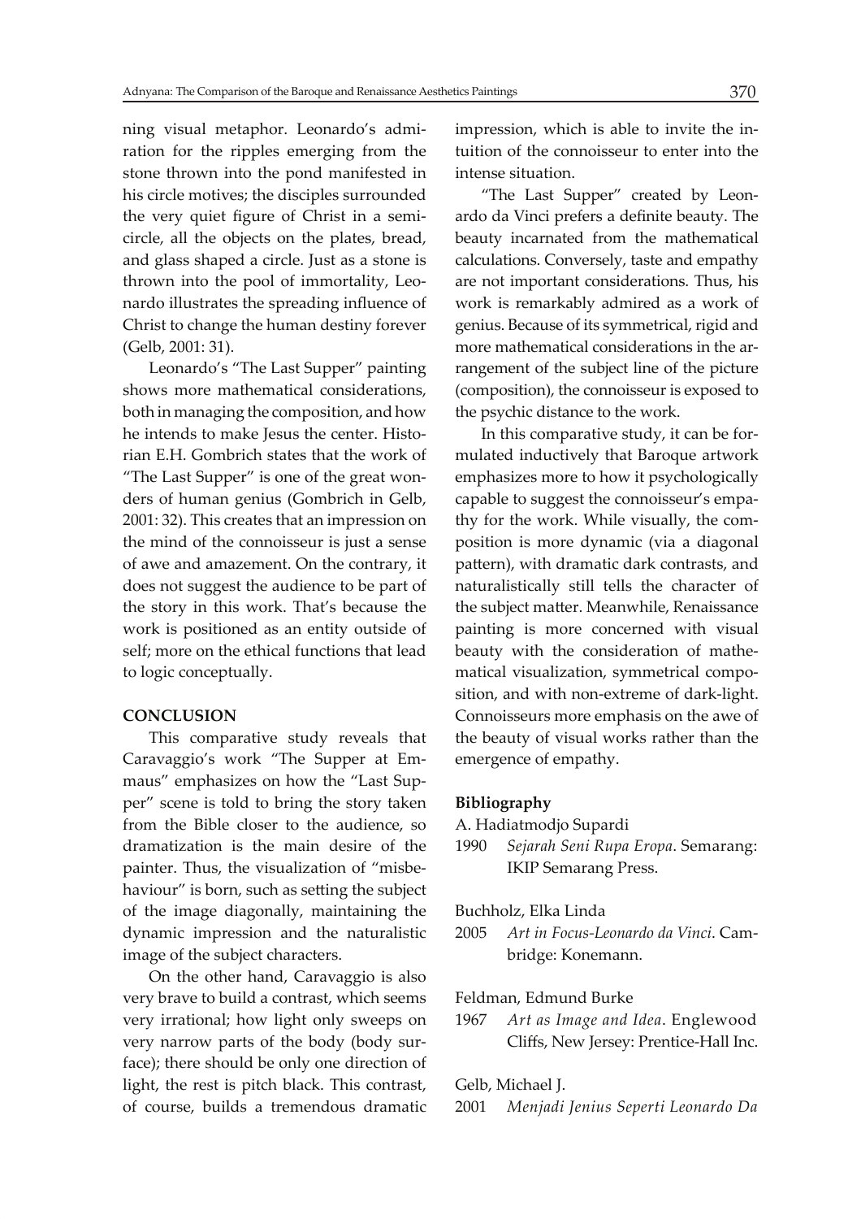ning visual metaphor. Leonardo's admiration for the ripples emerging from the stone thrown into the pond manifested in his circle motives; the disciples surrounded the very quiet figure of Christ in a semi-circle, all the objects on the plates, bread, and glass shaped a circle. Just as a stone is thrown into the pool of immortality, Leonardo illustrates the spreading influence of Christ to change the human destiny forever (Gelb, 2001: 31).

Leonardo's "The Last Supper" painting shows more mathematical considerations, both in managing the composition, and how he intends to make Jesus the center. Historian E.H. Gombrich states that the work of "The Last Supper" is one of the great wonders of human genius (Gombrich in Gelb, 2001: 32). This creates that an impression on the mind of the connoisseur is just a sense of awe and amazement. On the contrary, it does not suggest the audience to be part of the story in this work. That's because the work is positioned as an entity outside of self; more on the ethical functions that lead to logic conceptually.

## CONCLUSION

This comparative study reveals that Caravaggio's work "The Supper at Emmaus" emphasizes on how the "Last Supper" scene is told to bring the story taken from the Bible closer to the audience, so dramatization is the main desire of the painter. Thus, the visualization of "misbehaviour" is born, such as setting the subject of the image diagonally, maintaining the dynamic impression and the naturalistic image of the subject characters.

On the other hand, Caravaggio is also very brave to build a contrast, which seems very irrational; how light only sweeps on very narrow parts of the body (body surface); there should be only one direction of light, the rest is pitch black. This contrast, of course, builds a tremendous dramatic impression, which is able to invite the intuition of the connoisseur to enter into the intense situation.

"The Last Supper" created by Leonardo da Vinci prefers a definite beauty. The beauty incarnated from the mathematical calculations. Conversely, taste and empathy are not important considerations. Thus, his work is remarkably admired as a work of genius. Because of its symmetrical, rigid and more mathematical considerations in the arrangement of the subject line of the picture (composition), the connoisseur is exposed to the psychic distance to the work.

In this comparative study, it can be formulated inductively that Baroque artwork emphasizes more to how it psychologically capable to suggest the connoisseur's empathy for the work. While visually, the composition is more dynamic (via a diagonal pattern), with dramatic dark contrasts, and naturalistically still tells the character of the subject matter. Meanwhile, Renaissance painting is more concerned with visual beauty with the consideration of mathematical visualization, symmetrical composition, and with non-extreme of dark-light. Connoisseurs more emphasis on the awe of the beauty of visual works rather than the emergence of empathy.

### Bibliography

A. Hadiatmodjo Supardi
1990 *Sejarah Seni Rupa Eropa*. Semarang: IKIP Semarang Press.

Buchholz, Elka Linda
2005 *Art in Focus-Leonardo da Vinci*. Cambridge: Konemann.

Feldman, Edmund Burke
1967 *Art as Image and Idea*. Englewood Cliffs, New Jersey: Prentice-Hall Inc.

Gelb, Michael J.
2001 *Menjadi Jenius Seperti Leonardo Da*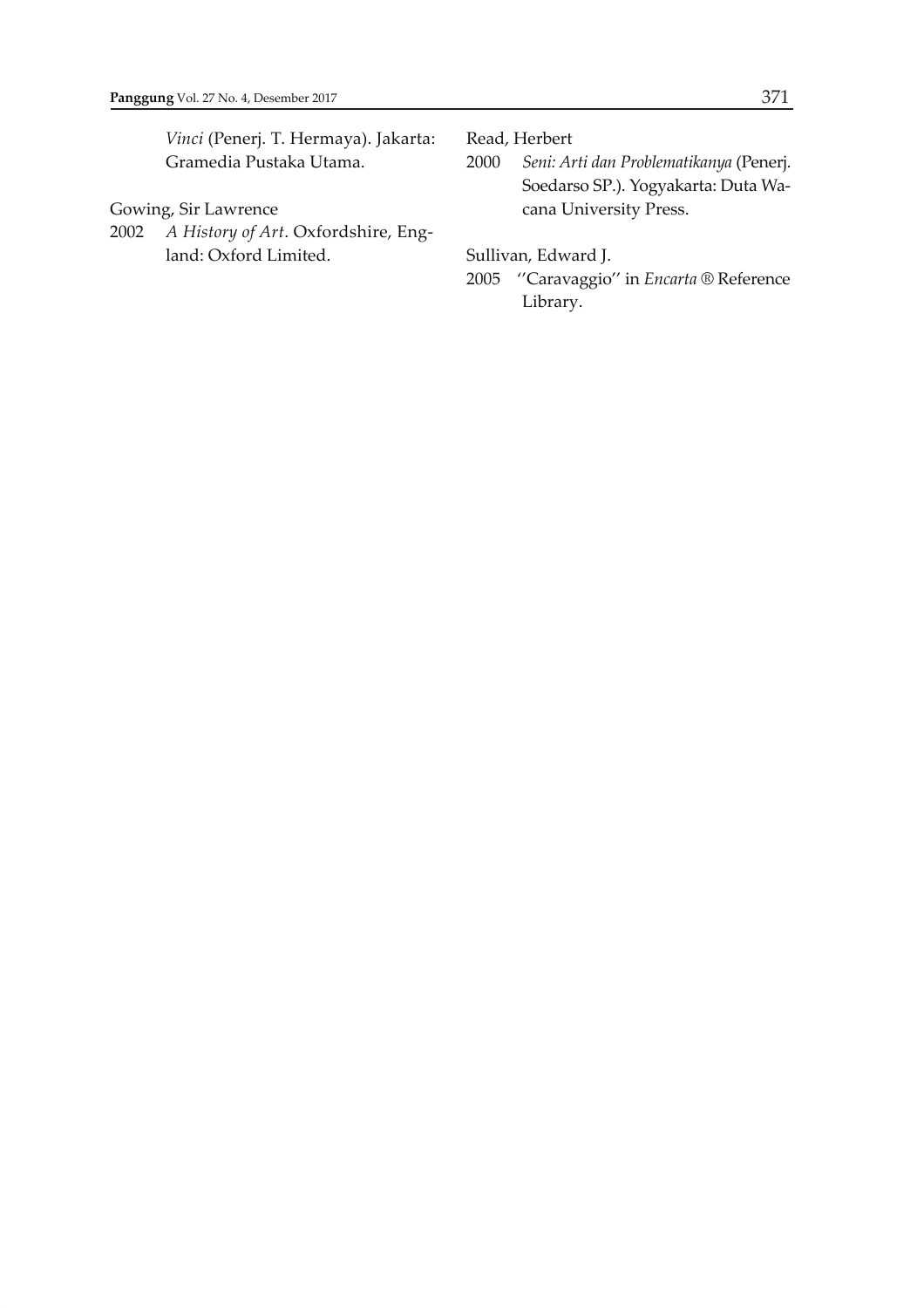*Vinci* (Penerj. T. Hermaya). Jakarta: Gramedia Pustaka Utama.

Gowing, Sir Lawrence
2002 *A History of Art*. Oxfordshire, England: Oxford Limited.

Read, Herbert
2000 *Seni: Arti dan Problematikanya* (Penerj. Soedarso SP.). Yogyakarta: Duta Wacana University Press.

Sullivan, Edward J.
2005 ''Caravaggio'' in *Encarta* ® Reference Library.